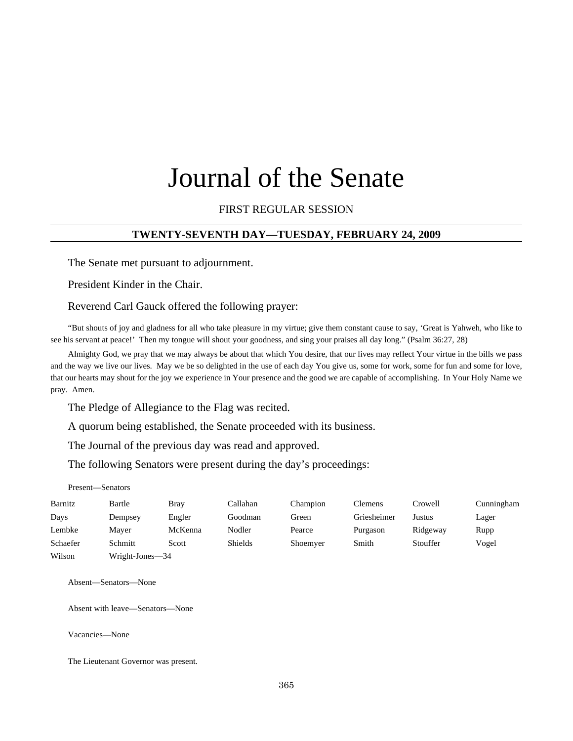# Journal of the Senate

FIRST REGULAR SESSION

## TWENTY-SEVENTH DAY—TUESDAY, FEBRUARY 24, 2009

The Senate met pursuant to adjournment.

President Kinder in the Chair.

Reverend Carl Gauck offered the following prayer:

"But shouts of joy and gladness for all who take pleasure in my virtue; give them constant cause to say, 'Great is Yahweh, who like to see his servant at peace!' Then my tongue will shout your goodness, and sing your praises all day long." (Psalm 36:27, 28)

Almighty God, we pray that we may always be about that which You desire, that our lives may reflect Your virtue in the bills we pass and the way we live our lives. May we be so delighted in the use of each day You give us, some for work, some for fun and some for love, that our hearts may shout for the joy we experience in Your presence and the good we are capable of accomplishing. In Your Holy Name we pray. Amen.

The Pledge of Allegiance to the Flag was recited.

A quorum being established, the Senate proceeded with its business.

The Journal of the previous day was read and approved.

The following Senators were present during the day's proceedings:

Present—Senators

| | | | | | | | |
|---|---|---|---|---|---|---|---|
| Barnitz | Bartle | Bray | Callahan | Champion | Clemens | Crowell | Cunningham |
| Days | Dempsey | Engler | Goodman | Green | Griesheimer | Justus | Lager |
| Lembke | Mayer | McKenna | Nodler | Pearce | Purgason | Ridgeway | Rupp |
| Schaefer | Schmitt | Scott | Shields | Shoemyer | Smith | Stouffer | Vogel |
| Wilson | Wright-Jones—34 | | | | | | |

Absent—Senators—None

Absent with leave—Senators—None

Vacancies—None

The Lieutenant Governor was present.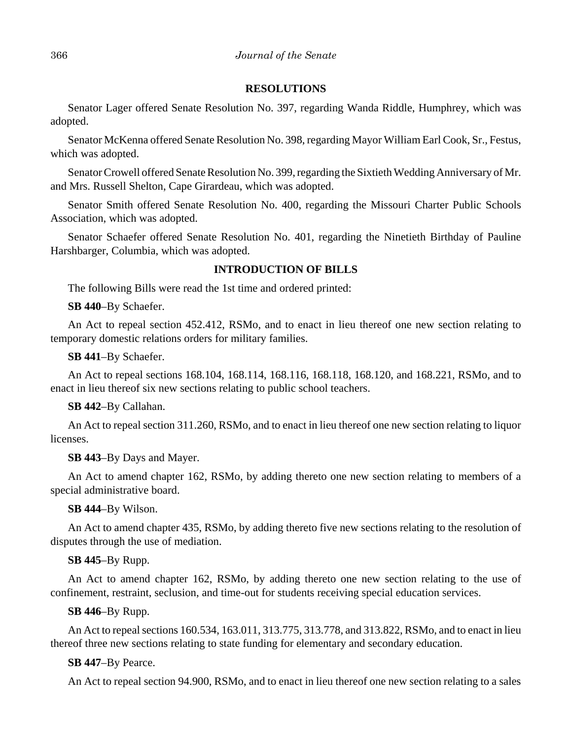## RESOLUTIONS

Senator Lager offered Senate Resolution No. 397, regarding Wanda Riddle, Humphrey, which was adopted.

Senator McKenna offered Senate Resolution No. 398, regarding Mayor William Earl Cook, Sr., Festus, which was adopted.

Senator Crowell offered Senate Resolution No. 399, regarding the Sixtieth Wedding Anniversary of Mr. and Mrs. Russell Shelton, Cape Girardeau, which was adopted.

Senator Smith offered Senate Resolution No. 400, regarding the Missouri Charter Public Schools Association, which was adopted.

Senator Schaefer offered Senate Resolution No. 401, regarding the Ninetieth Birthday of Pauline Harshbarger, Columbia, which was adopted.

## INTRODUCTION OF BILLS

The following Bills were read the 1st time and ordered printed:

**SB 440**–By Schaefer.

An Act to repeal section 452.412, RSMo, and to enact in lieu thereof one new section relating to temporary domestic relations orders for military families.

**SB 441**–By Schaefer.

An Act to repeal sections 168.104, 168.114, 168.116, 168.118, 168.120, and 168.221, RSMo, and to enact in lieu thereof six new sections relating to public school teachers.

**SB 442**–By Callahan.

An Act to repeal section 311.260, RSMo, and to enact in lieu thereof one new section relating to liquor licenses.

**SB 443**–By Days and Mayer.

An Act to amend chapter 162, RSMo, by adding thereto one new section relating to members of a special administrative board.

**SB 444**–By Wilson.

An Act to amend chapter 435, RSMo, by adding thereto five new sections relating to the resolution of disputes through the use of mediation.

**SB 445**–By Rupp.

An Act to amend chapter 162, RSMo, by adding thereto one new section relating to the use of confinement, restraint, seclusion, and time-out for students receiving special education services.

**SB 446**–By Rupp.

An Act to repeal sections 160.534, 163.011, 313.775, 313.778, and 313.822, RSMo, and to enact in lieu thereof three new sections relating to state funding for elementary and secondary education.

**SB 447**–By Pearce.

An Act to repeal section 94.900, RSMo, and to enact in lieu thereof one new section relating to a sales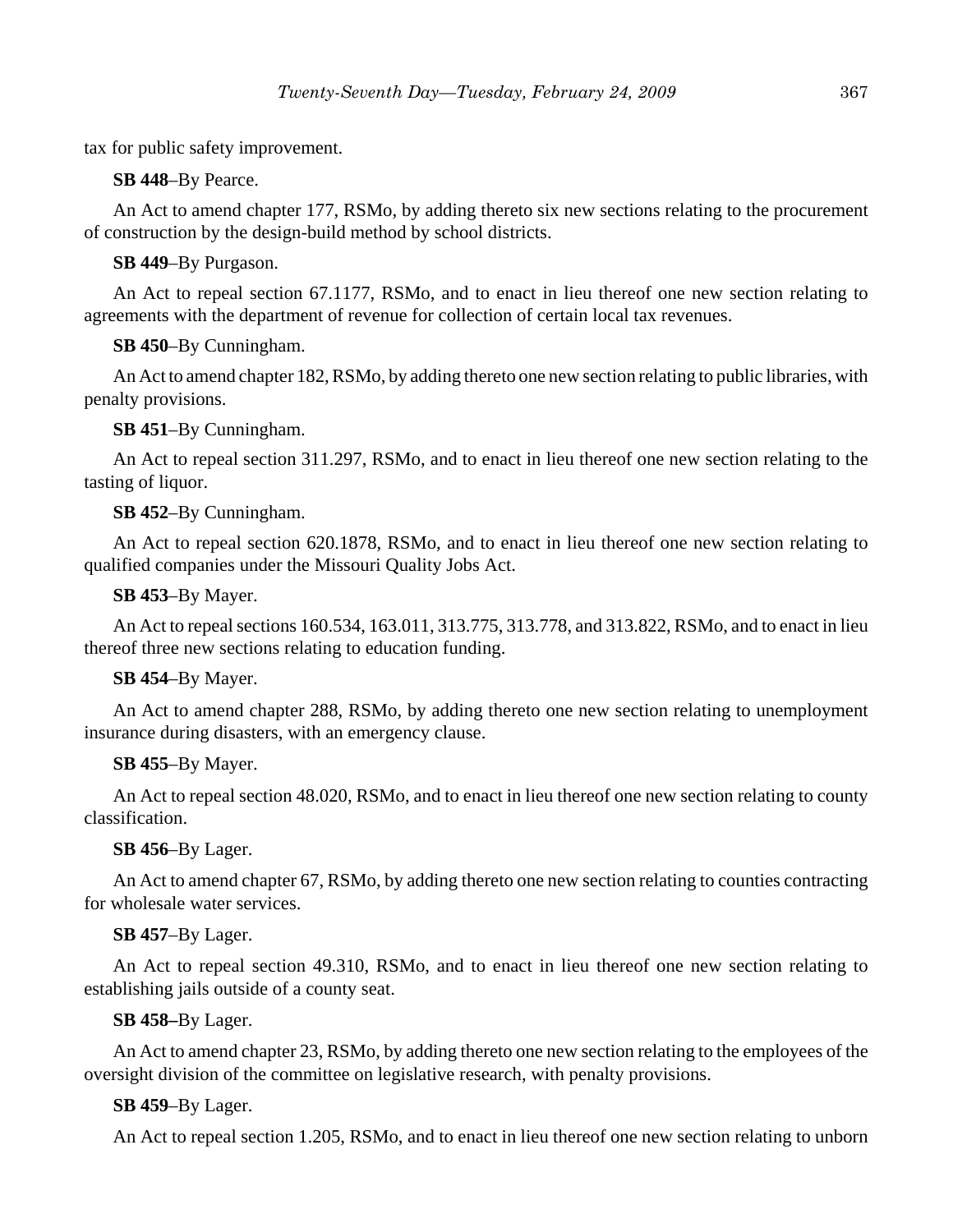tax for public safety improvement.

**SB 448**–By Pearce.

An Act to amend chapter 177, RSMo, by adding thereto six new sections relating to the procurement of construction by the design-build method by school districts.

**SB 449**–By Purgason.

An Act to repeal section 67.1177, RSMo, and to enact in lieu thereof one new section relating to agreements with the department of revenue for collection of certain local tax revenues.

**SB 450**–By Cunningham.

An Act to amend chapter 182, RSMo, by adding thereto one new section relating to public libraries, with penalty provisions.

**SB 451**–By Cunningham.

An Act to repeal section 311.297, RSMo, and to enact in lieu thereof one new section relating to the tasting of liquor.

**SB 452**–By Cunningham.

An Act to repeal section 620.1878, RSMo, and to enact in lieu thereof one new section relating to qualified companies under the Missouri Quality Jobs Act.

**SB 453**–By Mayer.

An Act to repeal sections 160.534, 163.011, 313.775, 313.778, and 313.822, RSMo, and to enact in lieu thereof three new sections relating to education funding.

**SB 454**–By Mayer.

An Act to amend chapter 288, RSMo, by adding thereto one new section relating to unemployment insurance during disasters, with an emergency clause.

**SB 455**–By Mayer.

An Act to repeal section 48.020, RSMo, and to enact in lieu thereof one new section relating to county classification.

**SB 456**–By Lager.

An Act to amend chapter 67, RSMo, by adding thereto one new section relating to counties contracting for wholesale water services.

**SB 457**–By Lager.

An Act to repeal section 49.310, RSMo, and to enact in lieu thereof one new section relating to establishing jails outside of a county seat.

**SB 458**–By Lager.

An Act to amend chapter 23, RSMo, by adding thereto one new section relating to the employees of the oversight division of the committee on legislative research, with penalty provisions.

**SB 459**–By Lager.

An Act to repeal section 1.205, RSMo, and to enact in lieu thereof one new section relating to unborn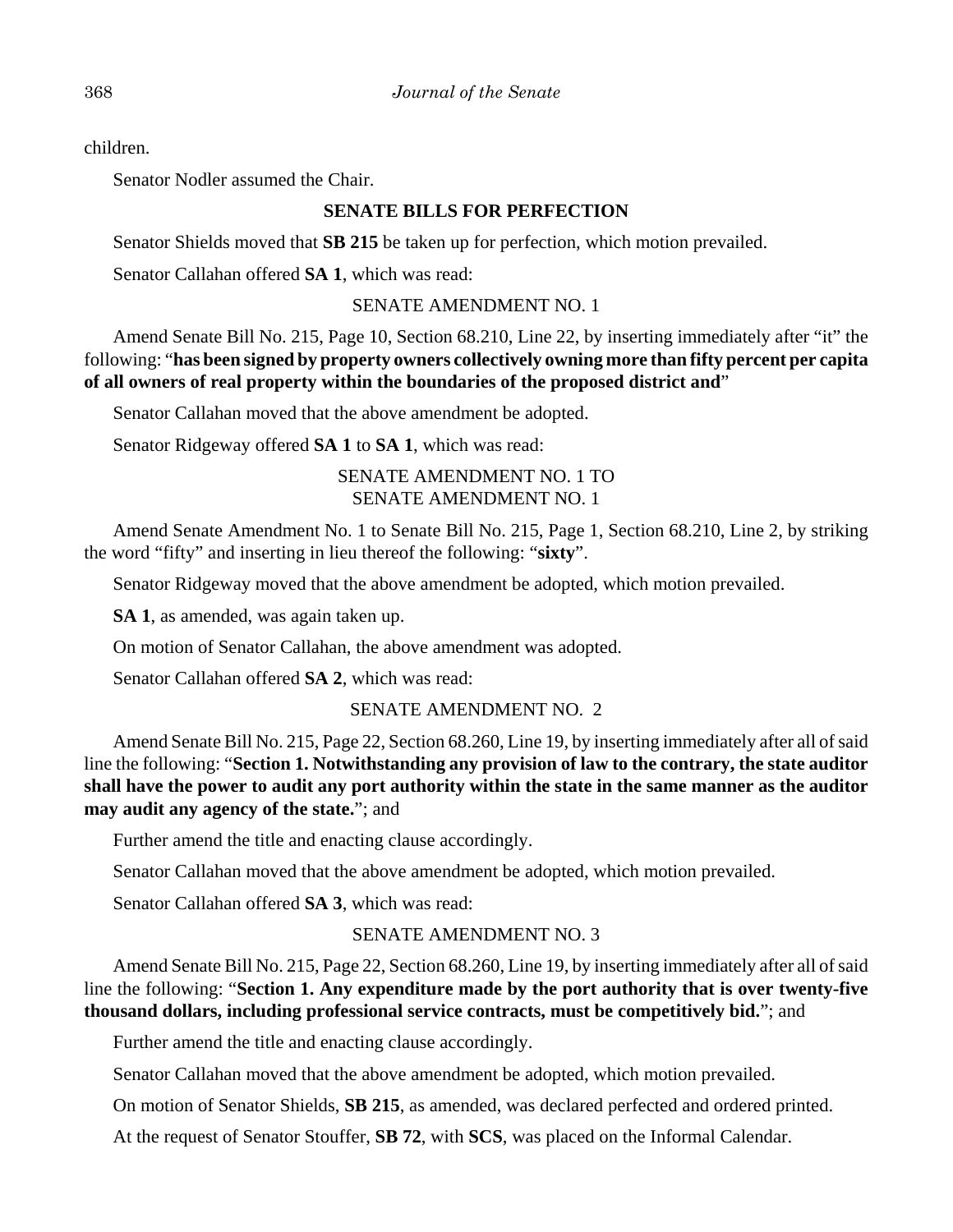children.

Senator Nodler assumed the Chair.

**SENATE BILLS FOR PERFECTION**

Senator Shields moved that **SB 215** be taken up for perfection, which motion prevailed.

Senator Callahan offered **SA 1**, which was read:

SENATE AMENDMENT NO. 1

Amend Senate Bill No. 215, Page 10, Section 68.210, Line 22, by inserting immediately after "it" the following: "**has been signed by property owners collectively owning more than fifty percent per capita of all owners of real property within the boundaries of the proposed district and**"

Senator Callahan moved that the above amendment be adopted.

Senator Ridgeway offered **SA 1** to **SA 1**, which was read:

SENATE AMENDMENT NO. 1 TO
SENATE AMENDMENT NO. 1

Amend Senate Amendment No. 1 to Senate Bill No. 215, Page 1, Section 68.210, Line 2, by striking the word "fifty" and inserting in lieu thereof the following: "**sixty**".

Senator Ridgeway moved that the above amendment be adopted, which motion prevailed.

**SA 1**, as amended, was again taken up.

On motion of Senator Callahan, the above amendment was adopted.

Senator Callahan offered **SA 2**, which was read:

SENATE AMENDMENT NO. 2

Amend Senate Bill No. 215, Page 22, Section 68.260, Line 19, by inserting immediately after all of said line the following: "**Section 1. Notwithstanding any provision of law to the contrary, the state auditor shall have the power to audit any port authority within the state in the same manner as the auditor may audit any agency of the state.**"; and

Further amend the title and enacting clause accordingly.

Senator Callahan moved that the above amendment be adopted, which motion prevailed.

Senator Callahan offered **SA 3**, which was read:

SENATE AMENDMENT NO. 3

Amend Senate Bill No. 215, Page 22, Section 68.260, Line 19, by inserting immediately after all of said line the following: "**Section 1. Any expenditure made by the port authority that is over twenty-five thousand dollars, including professional service contracts, must be competitively bid.**"; and

Further amend the title and enacting clause accordingly.

Senator Callahan moved that the above amendment be adopted, which motion prevailed.

On motion of Senator Shields, **SB 215**, as amended, was declared perfected and ordered printed.

At the request of Senator Stouffer, **SB 72**, with **SCS**, was placed on the Informal Calendar.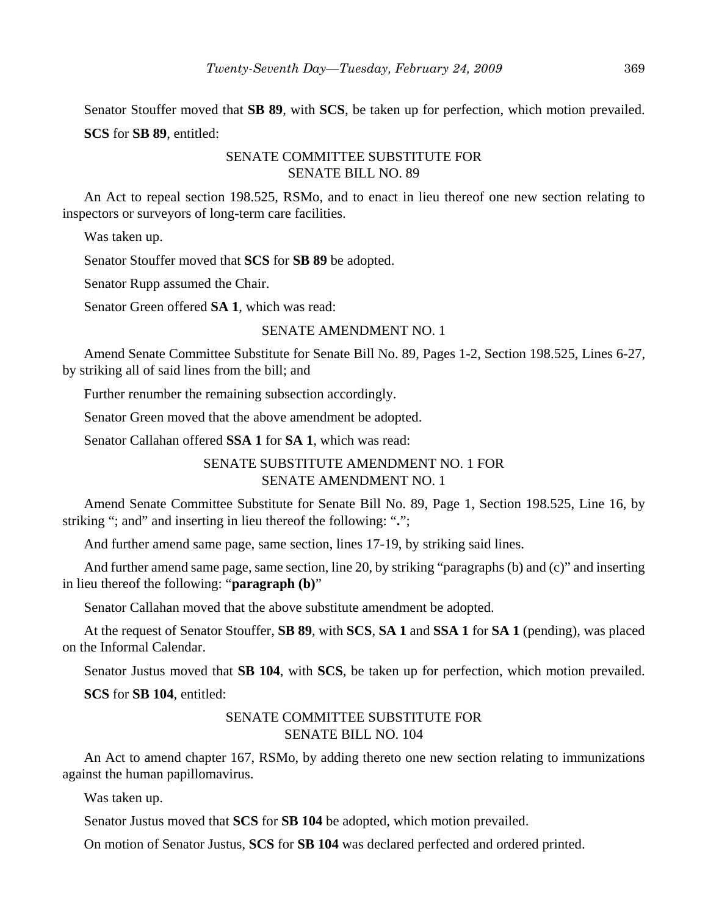Senator Stouffer moved that **SB 89**, with **SCS**, be taken up for perfection, which motion prevailed.

**SCS** for **SB 89**, entitled:

SENATE COMMITTEE SUBSTITUTE FOR
SENATE BILL NO. 89

An Act to repeal section 198.525, RSMo, and to enact in lieu thereof one new section relating to inspectors or surveyors of long-term care facilities.

Was taken up.

Senator Stouffer moved that **SCS** for **SB 89** be adopted.

Senator Rupp assumed the Chair.

Senator Green offered **SA 1**, which was read:

SENATE AMENDMENT NO. 1

Amend Senate Committee Substitute for Senate Bill No. 89, Pages 1-2, Section 198.525, Lines 6-27, by striking all of said lines from the bill; and

Further renumber the remaining subsection accordingly.

Senator Green moved that the above amendment be adopted.

Senator Callahan offered **SSA 1** for **SA 1**, which was read:

SENATE SUBSTITUTE AMENDMENT NO. 1 FOR
SENATE AMENDMENT NO. 1

Amend Senate Committee Substitute for Senate Bill No. 89, Page 1, Section 198.525, Line 16, by striking "; and" and inserting in lieu thereof the following: "**.**";

And further amend same page, same section, lines 17-19, by striking said lines.

And further amend same page, same section, line 20, by striking "paragraphs (b) and (c)" and inserting in lieu thereof the following: "**paragraph (b)**"

Senator Callahan moved that the above substitute amendment be adopted.

At the request of Senator Stouffer, **SB 89**, with **SCS**, **SA 1** and **SSA 1** for **SA 1** (pending), was placed on the Informal Calendar.

Senator Justus moved that **SB 104**, with **SCS**, be taken up for perfection, which motion prevailed.

**SCS** for **SB 104**, entitled:

SENATE COMMITTEE SUBSTITUTE FOR
SENATE BILL NO. 104

An Act to amend chapter 167, RSMo, by adding thereto one new section relating to immunizations against the human papillomavirus.

Was taken up.

Senator Justus moved that **SCS** for **SB 104** be adopted, which motion prevailed.

On motion of Senator Justus, **SCS** for **SB 104** was declared perfected and ordered printed.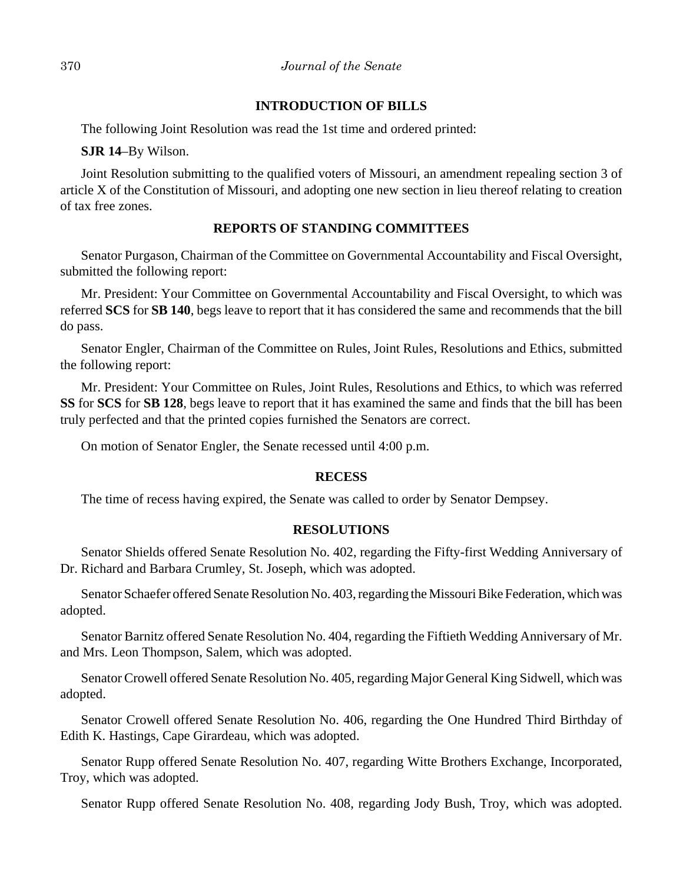## INTRODUCTION OF BILLS

The following Joint Resolution was read the 1st time and ordered printed:

**SJR 14**–By Wilson.

Joint Resolution submitting to the qualified voters of Missouri, an amendment repealing section 3 of article X of the Constitution of Missouri, and adopting one new section in lieu thereof relating to creation of tax free zones.

## REPORTS OF STANDING COMMITTEES

Senator Purgason, Chairman of the Committee on Governmental Accountability and Fiscal Oversight, submitted the following report:

Mr. President: Your Committee on Governmental Accountability and Fiscal Oversight, to which was referred **SCS** for **SB 140**, begs leave to report that it has considered the same and recommends that the bill do pass.

Senator Engler, Chairman of the Committee on Rules, Joint Rules, Resolutions and Ethics, submitted the following report:

Mr. President: Your Committee on Rules, Joint Rules, Resolutions and Ethics, to which was referred **SS** for **SCS** for **SB 128**, begs leave to report that it has examined the same and finds that the bill has been truly perfected and that the printed copies furnished the Senators are correct.

On motion of Senator Engler, the Senate recessed until 4:00 p.m.

## RECESS

The time of recess having expired, the Senate was called to order by Senator Dempsey.

## RESOLUTIONS

Senator Shields offered Senate Resolution No. 402, regarding the Fifty-first Wedding Anniversary of Dr. Richard and Barbara Crumley, St. Joseph, which was adopted.

Senator Schaefer offered Senate Resolution No. 403, regarding the Missouri Bike Federation, which was adopted.

Senator Barnitz offered Senate Resolution No. 404, regarding the Fiftieth Wedding Anniversary of Mr. and Mrs. Leon Thompson, Salem, which was adopted.

Senator Crowell offered Senate Resolution No. 405, regarding Major General King Sidwell, which was adopted.

Senator Crowell offered Senate Resolution No. 406, regarding the One Hundred Third Birthday of Edith K. Hastings, Cape Girardeau, which was adopted.

Senator Rupp offered Senate Resolution No. 407, regarding Witte Brothers Exchange, Incorporated, Troy, which was adopted.

Senator Rupp offered Senate Resolution No. 408, regarding Jody Bush, Troy, which was adopted.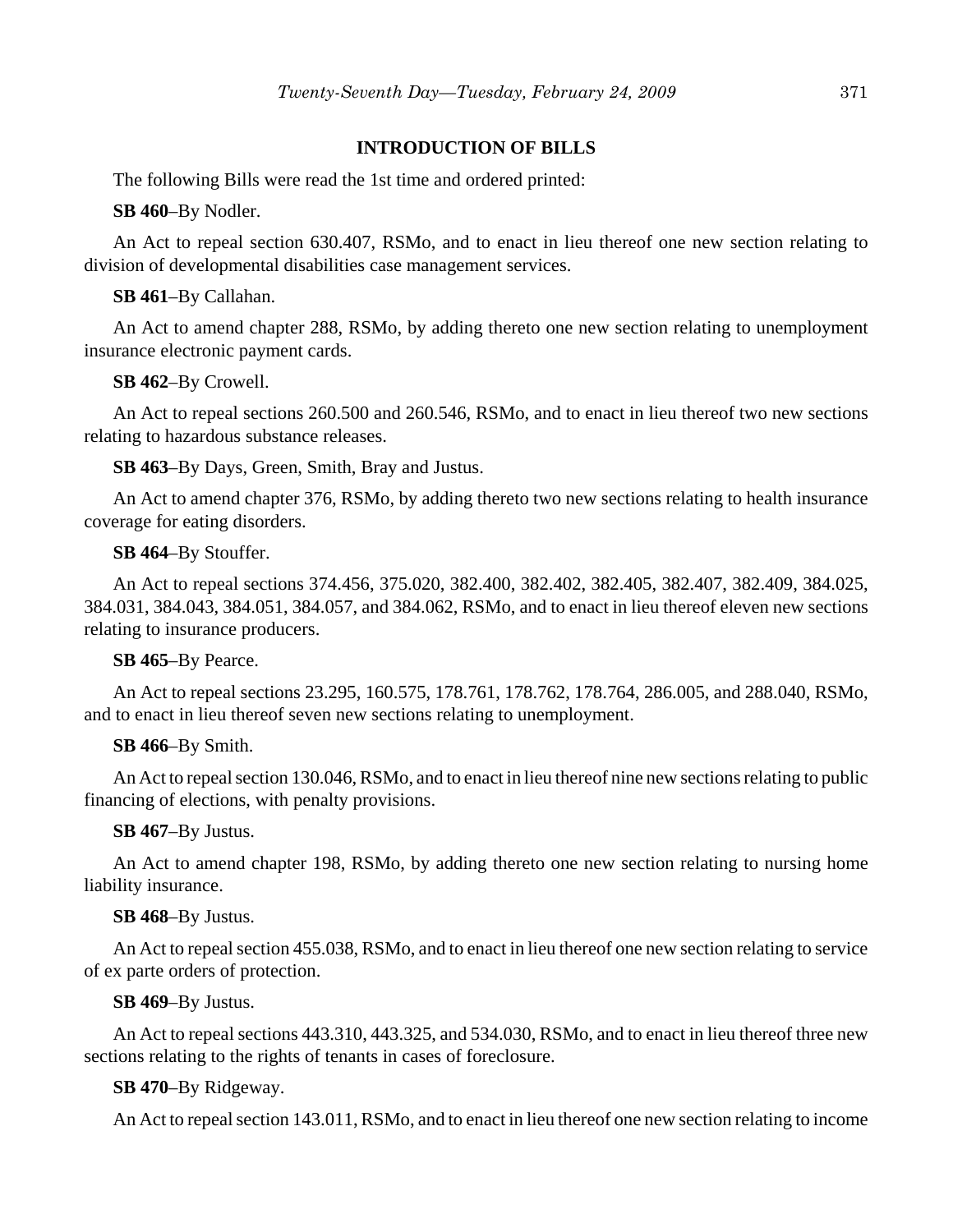**INTRODUCTION OF BILLS**

The following Bills were read the 1st time and ordered printed:

**SB 460**–By Nodler.

An Act to repeal section 630.407, RSMo, and to enact in lieu thereof one new section relating to division of developmental disabilities case management services.

**SB 461**–By Callahan.

An Act to amend chapter 288, RSMo, by adding thereto one new section relating to unemployment insurance electronic payment cards.

**SB 462**–By Crowell.

An Act to repeal sections 260.500 and 260.546, RSMo, and to enact in lieu thereof two new sections relating to hazardous substance releases.

**SB 463**–By Days, Green, Smith, Bray and Justus.

An Act to amend chapter 376, RSMo, by adding thereto two new sections relating to health insurance coverage for eating disorders.

**SB 464**–By Stouffer.

An Act to repeal sections 374.456, 375.020, 382.400, 382.402, 382.405, 382.407, 382.409, 384.025, 384.031, 384.043, 384.051, 384.057, and 384.062, RSMo, and to enact in lieu thereof eleven new sections relating to insurance producers.

**SB 465**–By Pearce.

An Act to repeal sections 23.295, 160.575, 178.761, 178.762, 178.764, 286.005, and 288.040, RSMo, and to enact in lieu thereof seven new sections relating to unemployment.

**SB 466**–By Smith.

An Act to repeal section 130.046, RSMo, and to enact in lieu thereof nine new sections relating to public financing of elections, with penalty provisions.

**SB 467**–By Justus.

An Act to amend chapter 198, RSMo, by adding thereto one new section relating to nursing home liability insurance.

**SB 468**–By Justus.

An Act to repeal section 455.038, RSMo, and to enact in lieu thereof one new section relating to service of ex parte orders of protection.

**SB 469**–By Justus.

An Act to repeal sections 443.310, 443.325, and 534.030, RSMo, and to enact in lieu thereof three new sections relating to the rights of tenants in cases of foreclosure.

**SB 470**–By Ridgeway.

An Act to repeal section 143.011, RSMo, and to enact in lieu thereof one new section relating to income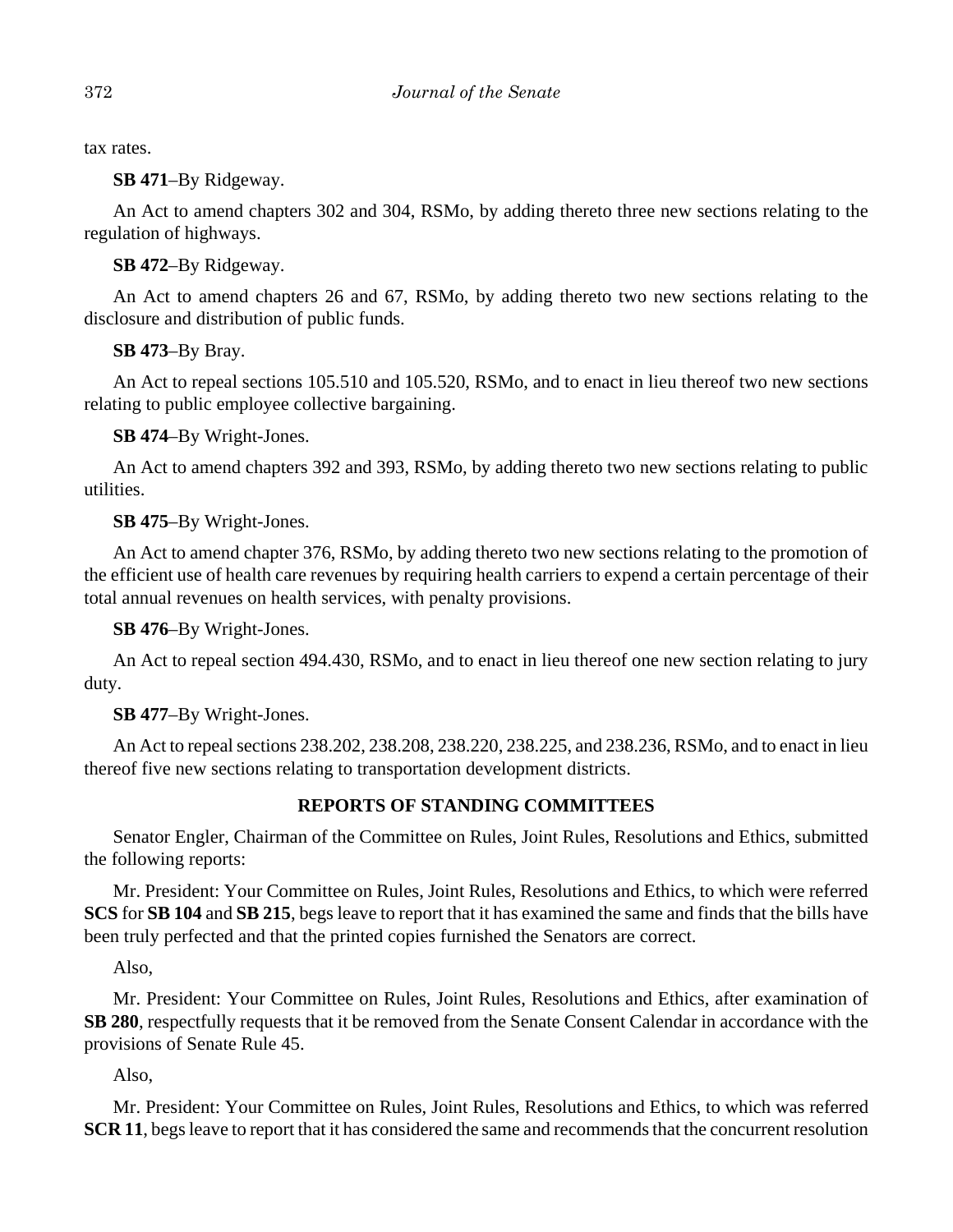tax rates.

**SB 471**–By Ridgeway.

An Act to amend chapters 302 and 304, RSMo, by adding thereto three new sections relating to the regulation of highways.

**SB 472**–By Ridgeway.

An Act to amend chapters 26 and 67, RSMo, by adding thereto two new sections relating to the disclosure and distribution of public funds.

**SB 473**–By Bray.

An Act to repeal sections 105.510 and 105.520, RSMo, and to enact in lieu thereof two new sections relating to public employee collective bargaining.

**SB 474**–By Wright-Jones.

An Act to amend chapters 392 and 393, RSMo, by adding thereto two new sections relating to public utilities.

**SB 475**–By Wright-Jones.

An Act to amend chapter 376, RSMo, by adding thereto two new sections relating to the promotion of the efficient use of health care revenues by requiring health carriers to expend a certain percentage of their total annual revenues on health services, with penalty provisions.

**SB 476**–By Wright-Jones.

An Act to repeal section 494.430, RSMo, and to enact in lieu thereof one new section relating to jury duty.

**SB 477**–By Wright-Jones.

An Act to repeal sections 238.202, 238.208, 238.220, 238.225, and 238.236, RSMo, and to enact in lieu thereof five new sections relating to transportation development districts.

## REPORTS OF STANDING COMMITTEES

Senator Engler, Chairman of the Committee on Rules, Joint Rules, Resolutions and Ethics, submitted the following reports:

Mr. President: Your Committee on Rules, Joint Rules, Resolutions and Ethics, to which were referred **SCS** for **SB 104** and **SB 215**, begs leave to report that it has examined the same and finds that the bills have been truly perfected and that the printed copies furnished the Senators are correct.

Also,

Mr. President: Your Committee on Rules, Joint Rules, Resolutions and Ethics, after examination of **SB 280**, respectfully requests that it be removed from the Senate Consent Calendar in accordance with the provisions of Senate Rule 45.

Also,

Mr. President: Your Committee on Rules, Joint Rules, Resolutions and Ethics, to which was referred **SCR 11**, begs leave to report that it has considered the same and recommends that the concurrent resolution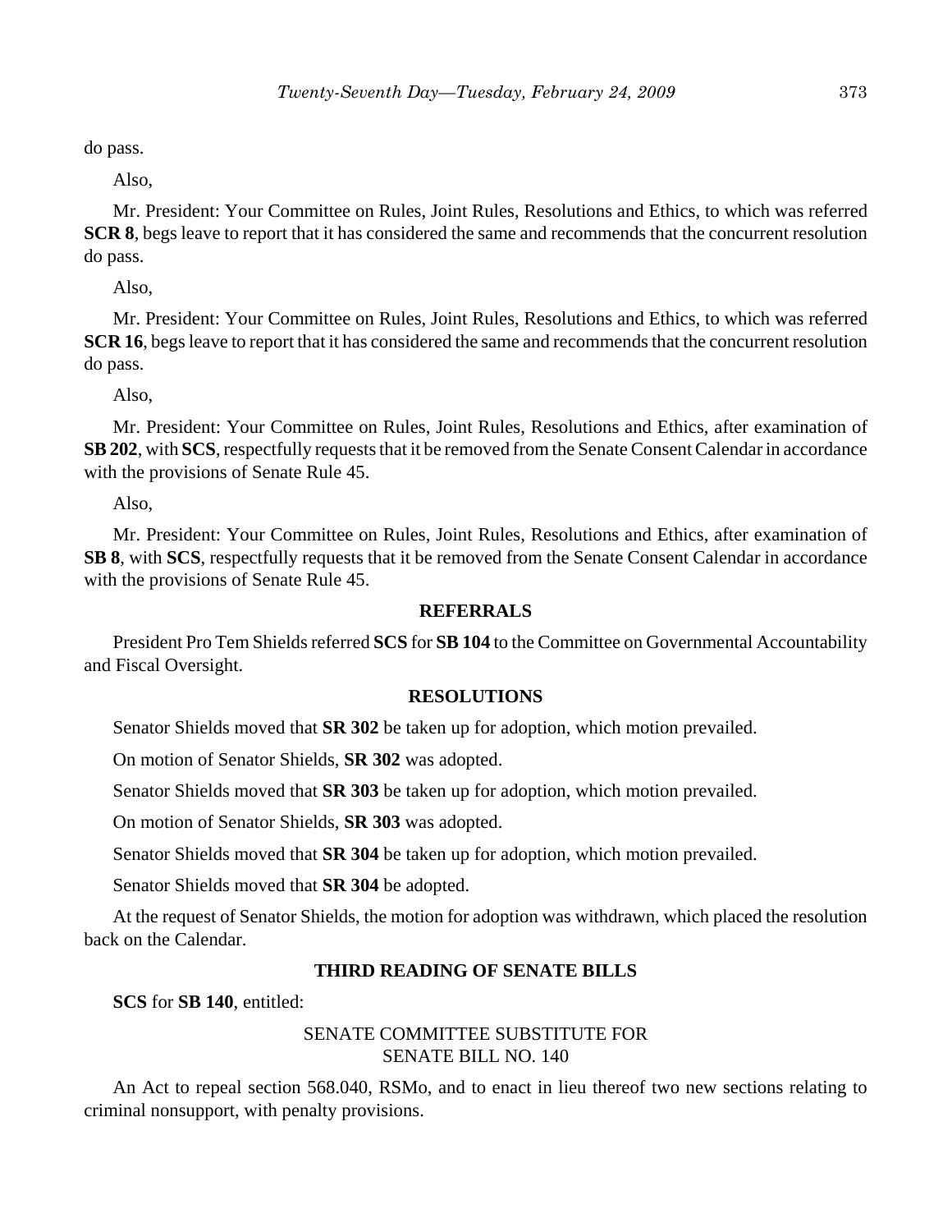do pass.

Also,

Mr. President: Your Committee on Rules, Joint Rules, Resolutions and Ethics, to which was referred **SCR 8**, begs leave to report that it has considered the same and recommends that the concurrent resolution do pass.

Also,

Mr. President: Your Committee on Rules, Joint Rules, Resolutions and Ethics, to which was referred **SCR 16**, begs leave to report that it has considered the same and recommends that the concurrent resolution do pass.

Also,

Mr. President: Your Committee on Rules, Joint Rules, Resolutions and Ethics, after examination of **SB 202**, with **SCS**, respectfully requests that it be removed from the Senate Consent Calendar in accordance with the provisions of Senate Rule 45.

Also,

Mr. President: Your Committee on Rules, Joint Rules, Resolutions and Ethics, after examination of **SB 8**, with **SCS**, respectfully requests that it be removed from the Senate Consent Calendar in accordance with the provisions of Senate Rule 45.

## REFERRALS

President Pro Tem Shields referred **SCS** for **SB 104** to the Committee on Governmental Accountability and Fiscal Oversight.

## RESOLUTIONS

Senator Shields moved that **SR 302** be taken up for adoption, which motion prevailed.

On motion of Senator Shields, **SR 302** was adopted.

Senator Shields moved that **SR 303** be taken up for adoption, which motion prevailed.

On motion of Senator Shields, **SR 303** was adopted.

Senator Shields moved that **SR 304** be taken up for adoption, which motion prevailed.

Senator Shields moved that **SR 304** be adopted.

At the request of Senator Shields, the motion for adoption was withdrawn, which placed the resolution back on the Calendar.

## THIRD READING OF SENATE BILLS

**SCS** for **SB 140**, entitled:

SENATE COMMITTEE SUBSTITUTE FOR
SENATE BILL NO. 140

An Act to repeal section 568.040, RSMo, and to enact in lieu thereof two new sections relating to criminal nonsupport, with penalty provisions.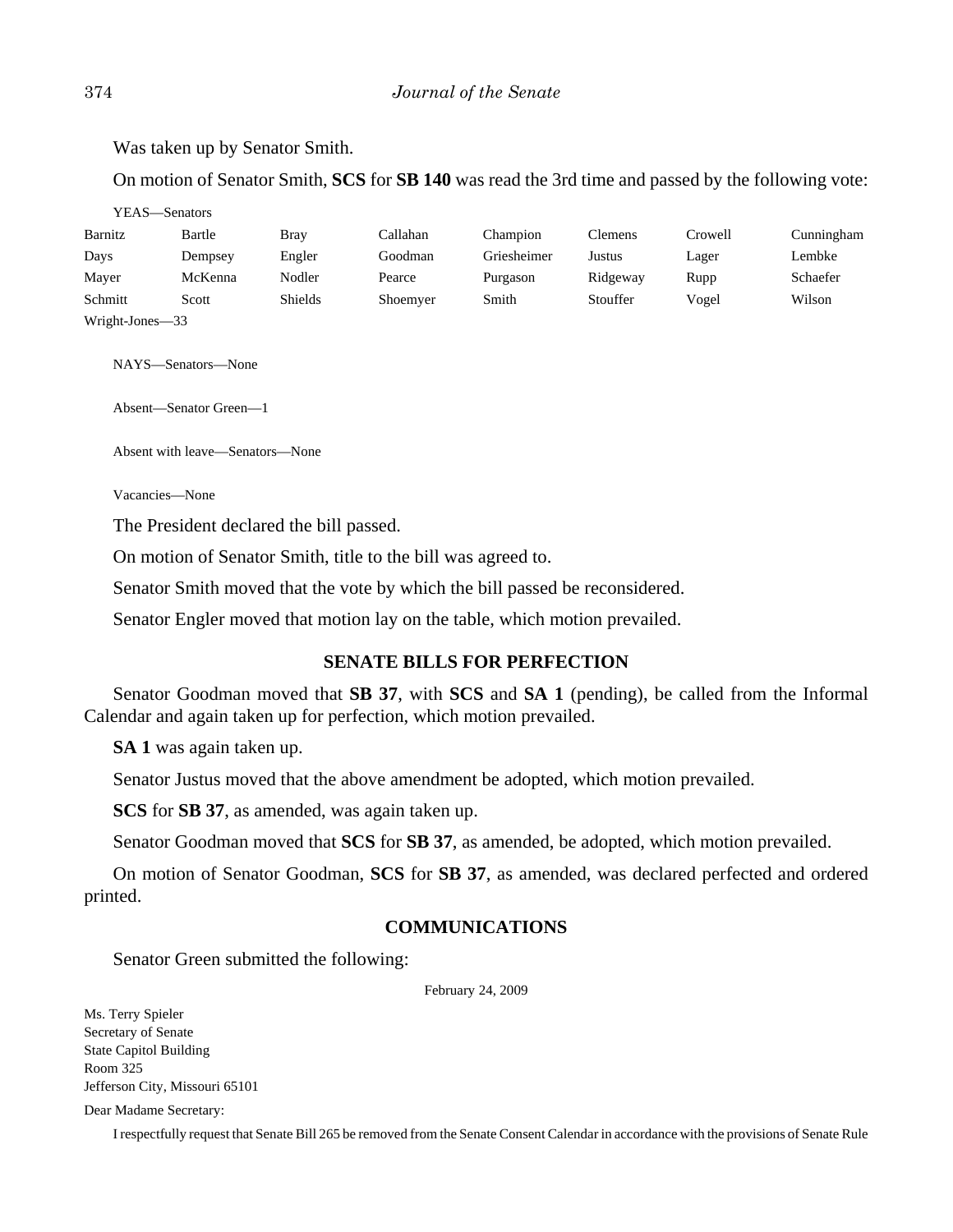Was taken up by Senator Smith.

On motion of Senator Smith, **SCS** for **SB 140** was read the 3rd time and passed by the following vote:

YEAS—Senators

| | | | | | | | |
|---|---|---|---|---|---|---|---|
| Barnitz | Bartle | Bray | Callahan | Champion | Clemens | Crowell | Cunningham |
| Days | Dempsey | Engler | Goodman | Griesheimer | Justus | Lager | Lembke |
| Mayer | McKenna | Nodler | Pearce | Purgason | Ridgeway | Rupp | Schaefer |
| Schmitt | Scott | Shields | Shoemyer | Smith | Stouffer | Vogel | Wilson |
| Wright-Jones—33 | | | | | | | |

NAYS—Senators—None

Absent—Senator Green—1

Absent with leave—Senators—None

Vacancies—None

The President declared the bill passed.

On motion of Senator Smith, title to the bill was agreed to.

Senator Smith moved that the vote by which the bill passed be reconsidered.

Senator Engler moved that motion lay on the table, which motion prevailed.

## SENATE BILLS FOR PERFECTION

Senator Goodman moved that **SB 37**, with **SCS** and **SA 1** (pending), be called from the Informal Calendar and again taken up for perfection, which motion prevailed.

**SA 1** was again taken up.

Senator Justus moved that the above amendment be adopted, which motion prevailed.

**SCS** for **SB 37**, as amended, was again taken up.

Senator Goodman moved that **SCS** for **SB 37**, as amended, be adopted, which motion prevailed.

On motion of Senator Goodman, **SCS** for **SB 37**, as amended, was declared perfected and ordered printed.

## COMMUNICATIONS

Senator Green submitted the following:

February 24, 2009

Ms. Terry Spieler
Secretary of Senate
State Capitol Building
Room 325
Jefferson City, Missouri 65101

Dear Madame Secretary:

I respectfully request that Senate Bill 265 be removed from the Senate Consent Calendar in accordance with the provisions of Senate Rule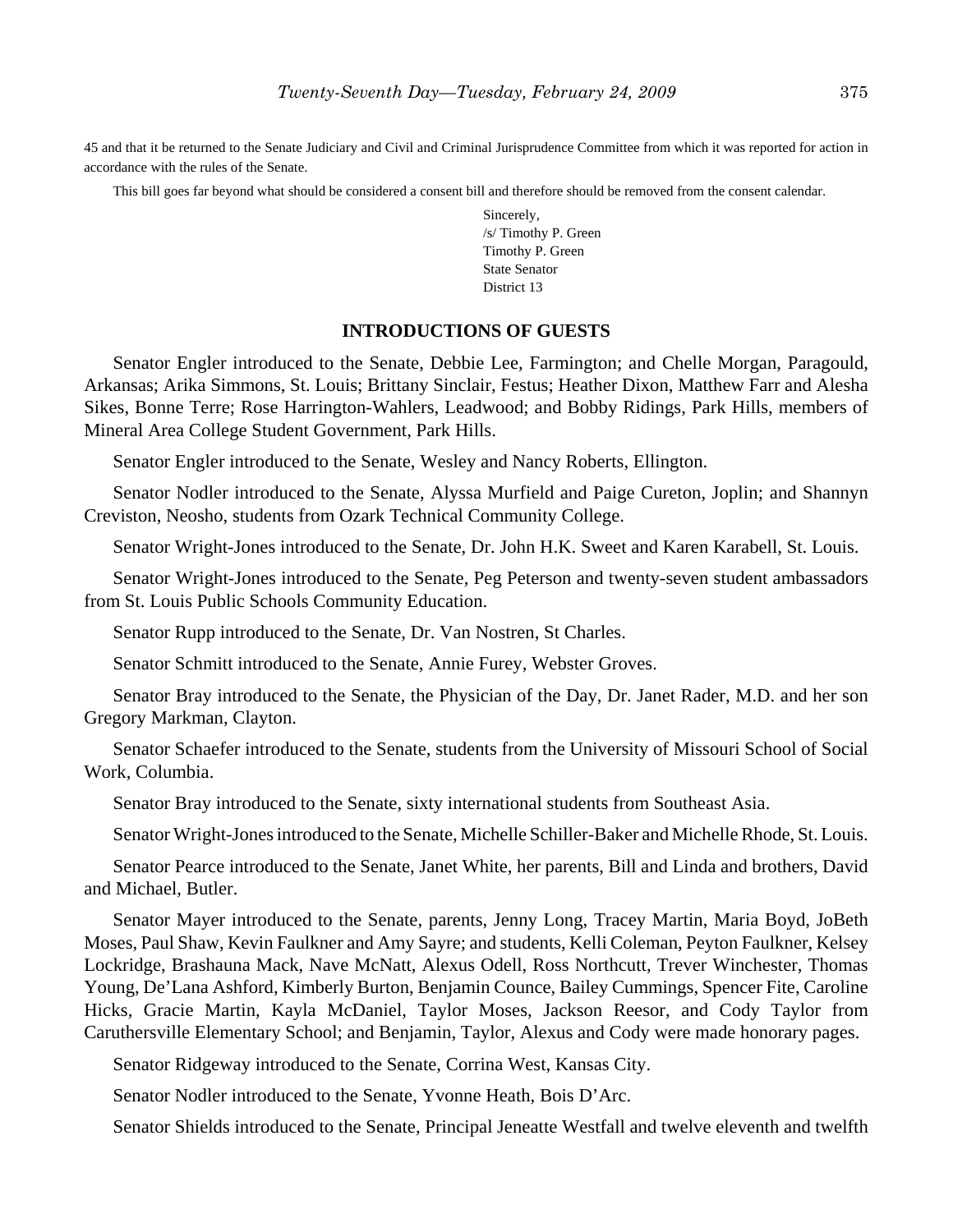45 and that it be returned to the Senate Judiciary and Civil and Criminal Jurisprudence Committee from which it was reported for action in accordance with the rules of the Senate.

This bill goes far beyond what should be considered a consent bill and therefore should be removed from the consent calendar.

Sincerely,
/s/ Timothy P. Green
Timothy P. Green
State Senator
District 13

## INTRODUCTIONS OF GUESTS

Senator Engler introduced to the Senate, Debbie Lee, Farmington; and Chelle Morgan, Paragould, Arkansas; Arika Simmons, St. Louis; Brittany Sinclair, Festus; Heather Dixon, Matthew Farr and Alesha Sikes, Bonne Terre; Rose Harrington-Wahlers, Leadwood; and Bobby Ridings, Park Hills, members of Mineral Area College Student Government, Park Hills.

Senator Engler introduced to the Senate, Wesley and Nancy Roberts, Ellington.

Senator Nodler introduced to the Senate, Alyssa Murfield and Paige Cureton, Joplin; and Shannyn Creviston, Neosho, students from Ozark Technical Community College.

Senator Wright-Jones introduced to the Senate, Dr. John H.K. Sweet and Karen Karabell, St. Louis.

Senator Wright-Jones introduced to the Senate, Peg Peterson and twenty-seven student ambassadors from St. Louis Public Schools Community Education.

Senator Rupp introduced to the Senate, Dr. Van Nostren, St Charles.

Senator Schmitt introduced to the Senate, Annie Furey, Webster Groves.

Senator Bray introduced to the Senate, the Physician of the Day, Dr. Janet Rader, M.D. and her son Gregory Markman, Clayton.

Senator Schaefer introduced to the Senate, students from the University of Missouri School of Social Work, Columbia.

Senator Bray introduced to the Senate, sixty international students from Southeast Asia.

Senator Wright-Jones introduced to the Senate, Michelle Schiller-Baker and Michelle Rhode, St. Louis.

Senator Pearce introduced to the Senate, Janet White, her parents, Bill and Linda and brothers, David and Michael, Butler.

Senator Mayer introduced to the Senate, parents, Jenny Long, Tracey Martin, Maria Boyd, JoBeth Moses, Paul Shaw, Kevin Faulkner and Amy Sayre; and students, Kelli Coleman, Peyton Faulkner, Kelsey Lockridge, Brashauna Mack, Nave McNatt, Alexus Odell, Ross Northcutt, Trever Winchester, Thomas Young, De'Lana Ashford, Kimberly Burton, Benjamin Counce, Bailey Cummings, Spencer Fite, Caroline Hicks, Gracie Martin, Kayla McDaniel, Taylor Moses, Jackson Reesor, and Cody Taylor from Caruthersville Elementary School; and Benjamin, Taylor, Alexus and Cody were made honorary pages.

Senator Ridgeway introduced to the Senate, Corrina West, Kansas City.

Senator Nodler introduced to the Senate, Yvonne Heath, Bois D'Arc.

Senator Shields introduced to the Senate, Principal Jeneatte Westfall and twelve eleventh and twelfth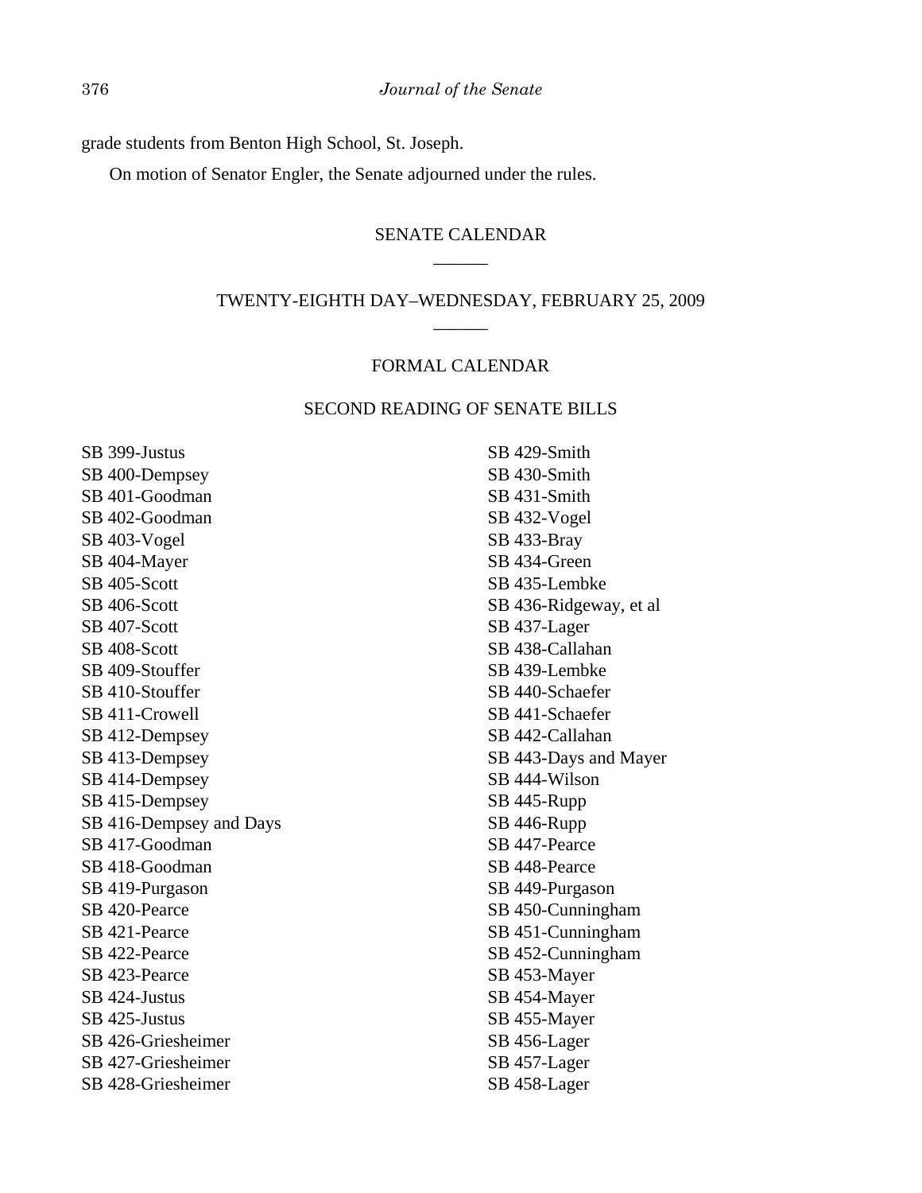grade students from Benton High School, St. Joseph.

On motion of Senator Engler, the Senate adjourned under the rules.

## SENATE CALENDAR

______

## TWENTY-EIGHTH DAY–WEDNESDAY, FEBRUARY 25, 2009

______

### FORMAL CALENDAR

### SECOND READING OF SENATE BILLS

SB 399-Justus
SB 400-Dempsey
SB 401-Goodman
SB 402-Goodman
SB 403-Vogel
SB 404-Mayer
SB 405-Scott
SB 406-Scott
SB 407-Scott
SB 408-Scott
SB 409-Stouffer
SB 410-Stouffer
SB 411-Crowell
SB 412-Dempsey
SB 413-Dempsey
SB 414-Dempsey
SB 415-Dempsey
SB 416-Dempsey and Days
SB 417-Goodman
SB 418-Goodman
SB 419-Purgason
SB 420-Pearce
SB 421-Pearce
SB 422-Pearce
SB 423-Pearce
SB 424-Justus
SB 425-Justus
SB 426-Griesheimer
SB 427-Griesheimer
SB 428-Griesheimer
SB 429-Smith
SB 430-Smith
SB 431-Smith
SB 432-Vogel
SB 433-Bray
SB 434-Green
SB 435-Lembke
SB 436-Ridgeway, et al
SB 437-Lager
SB 438-Callahan
SB 439-Lembke
SB 440-Schaefer
SB 441-Schaefer
SB 442-Callahan
SB 443-Days and Mayer
SB 444-Wilson
SB 445-Rupp
SB 446-Rupp
SB 447-Pearce
SB 448-Pearce
SB 449-Purgason
SB 450-Cunningham
SB 451-Cunningham
SB 452-Cunningham
SB 453-Mayer
SB 454-Mayer
SB 455-Mayer
SB 456-Lager
SB 457-Lager
SB 458-Lager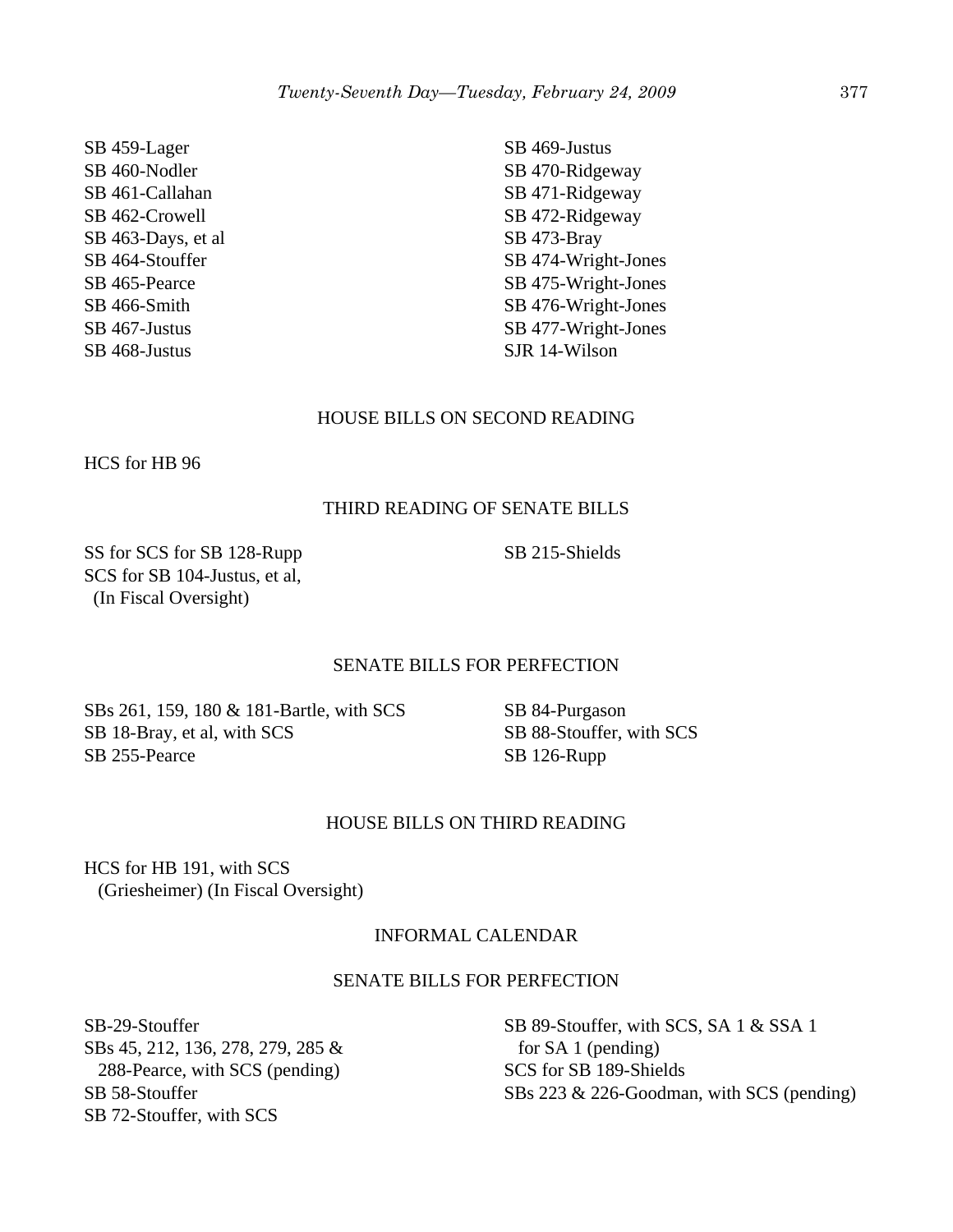SB 459-Lager
SB 460-Nodler
SB 461-Callahan
SB 462-Crowell
SB 463-Days, et al
SB 464-Stouffer
SB 465-Pearce
SB 466-Smith
SB 467-Justus
SB 468-Justus
SB 469-Justus
SB 470-Ridgeway
SB 471-Ridgeway
SB 472-Ridgeway
SB 473-Bray
SB 474-Wright-Jones
SB 475-Wright-Jones
SB 476-Wright-Jones
SB 477-Wright-Jones
SJR 14-Wilson

## HOUSE BILLS ON SECOND READING

HCS for HB 96

## THIRD READING OF SENATE BILLS

SS for SCS for SB 128-Rupp
SCS for SB 104-Justus, et al,
(In Fiscal Oversight)
SB 215-Shields

## SENATE BILLS FOR PERFECTION

SBs 261, 159, 180 & 181-Bartle, with SCS
SB 18-Bray, et al, with SCS
SB 255-Pearce
SB 84-Purgason
SB 88-Stouffer, with SCS
SB 126-Rupp

## HOUSE BILLS ON THIRD READING

HCS for HB 191, with SCS
(Griesheimer) (In Fiscal Oversight)

## INFORMAL CALENDAR

## SENATE BILLS FOR PERFECTION

SB-29-Stouffer
SBs 45, 212, 136, 278, 279, 285 &
288-Pearce, with SCS (pending)
SB 58-Stouffer
SB 72-Stouffer, with SCS
SB 89-Stouffer, with SCS, SA 1 & SSA 1
for SA 1 (pending)
SCS for SB 189-Shields
SBs 223 & 226-Goodman, with SCS (pending)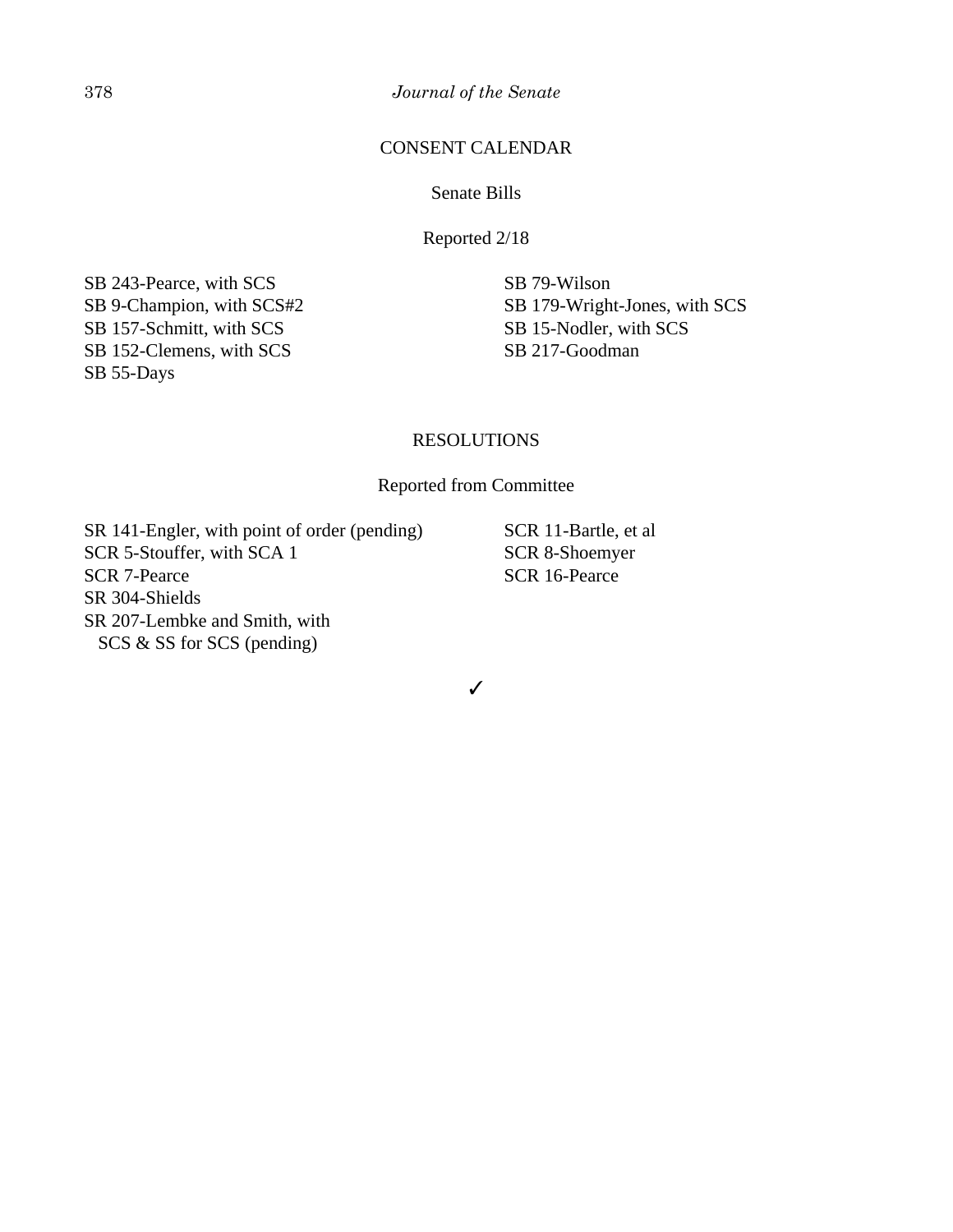## CONSENT CALENDAR

### Senate Bills

Reported 2/18

SB 243-Pearce, with SCS
SB 9-Champion, with SCS#2
SB 157-Schmitt, with SCS
SB 152-Clemens, with SCS
SB 55-Days
SB 79-Wilson
SB 179-Wright-Jones, with SCS
SB 15-Nodler, with SCS
SB 217-Goodman

## RESOLUTIONS

### Reported from Committee

SR 141-Engler, with point of order (pending)
SCR 5-Stouffer, with SCA 1
SCR 7-Pearce
SR 304-Shields
SR 207-Lembke and Smith, with
SCS & SS for SCS (pending)
SCR 11-Bartle, et al
SCR 8-Shoemyer
SCR 16-Pearce

✓